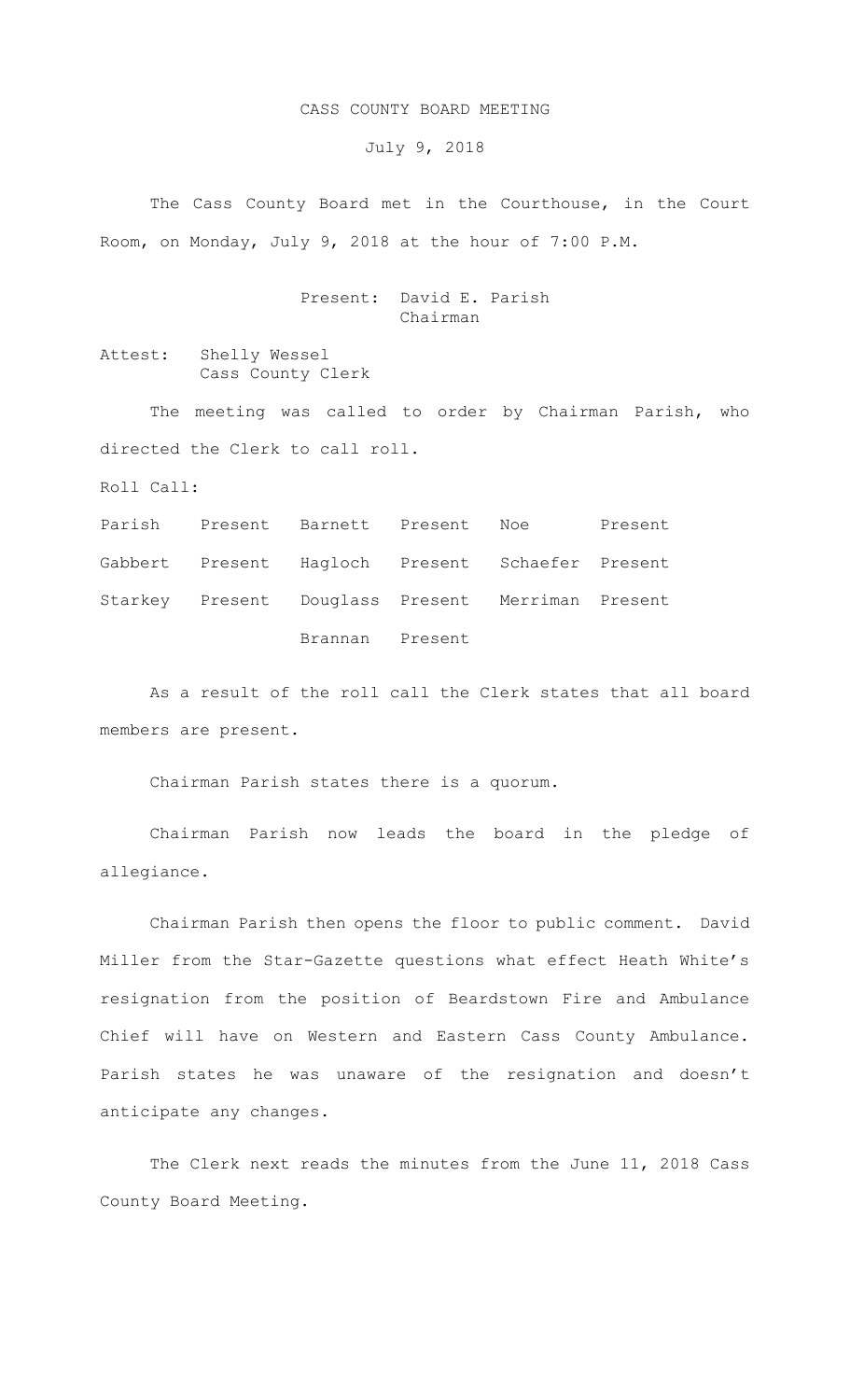# CASS COUNTY BOARD MEETING

July 9, 2018

The Cass County Board met in the Courthouse, in the Court Room, on Monday, July 9, 2018 at the hour of 7:00 P.M.

Present: David E. Parish
Chairman

Attest: Shelly Wessel
Cass County Clerk

The meeting was called to order by Chairman Parish, who directed the Clerk to call roll.

Roll Call:

| | | | | | |
|---|---|---|---|---|---|
| Parish | Present | Barnett | Present | Noe | Present |
| Gabbert | Present | Hagloch | Present | Schaefer | Present |
| Starkey | Present | Douglass | Present | Merriman | Present |
| | | Brannan | Present | | |

As a result of the roll call the Clerk states that all board members are present.

Chairman Parish states there is a quorum.

Chairman Parish now leads the board in the pledge of allegiance.

Chairman Parish then opens the floor to public comment. David Miller from the Star-Gazette questions what effect Heath White's resignation from the position of Beardstown Fire and Ambulance Chief will have on Western and Eastern Cass County Ambulance. Parish states he was unaware of the resignation and doesn't anticipate any changes.

The Clerk next reads the minutes from the June 11, 2018 Cass County Board Meeting.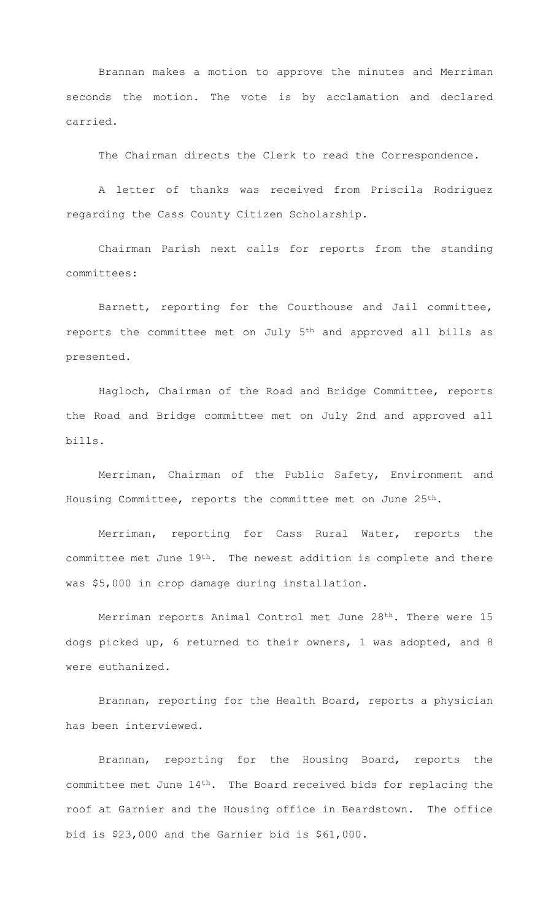Brannan makes a motion to approve the minutes and Merriman seconds the motion. The vote is by acclamation and declared carried.

The Chairman directs the Clerk to read the Correspondence.

A letter of thanks was received from Priscila Rodriguez regarding the Cass County Citizen Scholarship.

Chairman Parish next calls for reports from the standing committees:

Barnett, reporting for the Courthouse and Jail committee, reports the committee met on July 5th and approved all bills as presented.

Hagloch, Chairman of the Road and Bridge Committee, reports the Road and Bridge committee met on July 2nd and approved all bills.

Merriman, Chairman of the Public Safety, Environment and Housing Committee, reports the committee met on June 25th.

Merriman, reporting for Cass Rural Water, reports the committee met June 19th. The newest addition is complete and there was $5,000 in crop damage during installation.

Merriman reports Animal Control met June 28th. There were 15 dogs picked up, 6 returned to their owners, 1 was adopted, and 8 were euthanized.

Brannan, reporting for the Health Board, reports a physician has been interviewed.

Brannan, reporting for the Housing Board, reports the committee met June 14th. The Board received bids for replacing the roof at Garnier and the Housing office in Beardstown. The office bid is $23,000 and the Garnier bid is $61,000.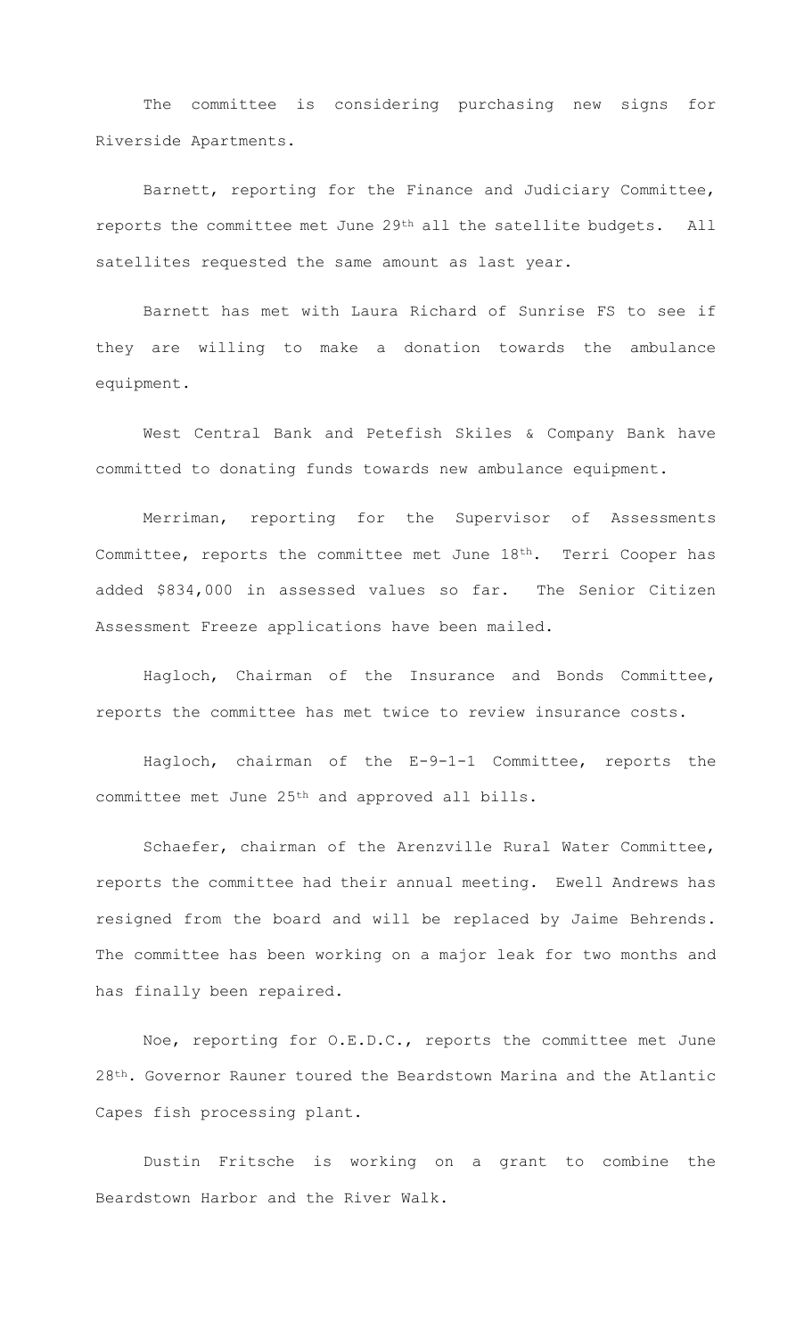The committee is considering purchasing new signs for Riverside Apartments.

Barnett, reporting for the Finance and Judiciary Committee, reports the committee met June 29th all the satellite budgets. All satellites requested the same amount as last year.

Barnett has met with Laura Richard of Sunrise FS to see if they are willing to make a donation towards the ambulance equipment.

West Central Bank and Petefish Skiles & Company Bank have committed to donating funds towards new ambulance equipment.

Merriman, reporting for the Supervisor of Assessments Committee, reports the committee met June 18th. Terri Cooper has added $834,000 in assessed values so far. The Senior Citizen Assessment Freeze applications have been mailed.

Hagloch, Chairman of the Insurance and Bonds Committee, reports the committee has met twice to review insurance costs.

Hagloch, chairman of the E-9-1-1 Committee, reports the committee met June 25th and approved all bills.

Schaefer, chairman of the Arenzville Rural Water Committee, reports the committee had their annual meeting. Ewell Andrews has resigned from the board and will be replaced by Jaime Behrends. The committee has been working on a major leak for two months and has finally been repaired.

Noe, reporting for O.E.D.C., reports the committee met June 28th. Governor Rauner toured the Beardstown Marina and the Atlantic Capes fish processing plant.

Dustin Fritsche is working on a grant to combine the Beardstown Harbor and the River Walk.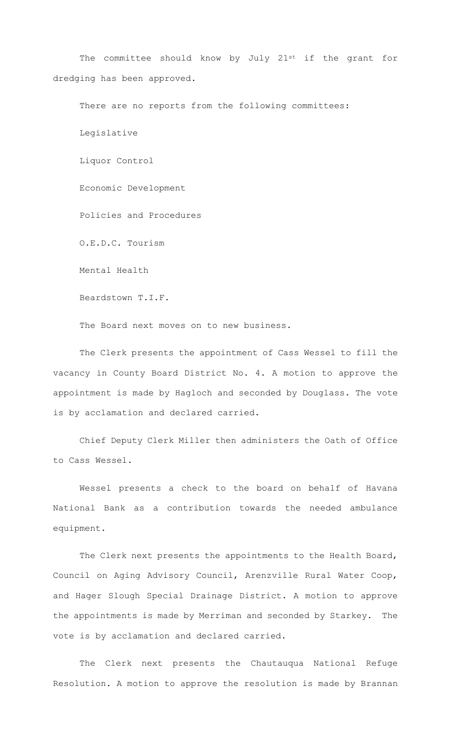The committee should know by July 21st if the grant for dredging has been approved.

There are no reports from the following committees:

Legislative

Liquor Control

Economic Development

Policies and Procedures

O.E.D.C. Tourism

Mental Health

Beardstown T.I.F.

The Board next moves on to new business.

The Clerk presents the appointment of Cass Wessel to fill the vacancy in County Board District No. 4. A motion to approve the appointment is made by Hagloch and seconded by Douglass. The vote is by acclamation and declared carried.

Chief Deputy Clerk Miller then administers the Oath of Office to Cass Wessel.

Wessel presents a check to the board on behalf of Havana National Bank as a contribution towards the needed ambulance equipment.

The Clerk next presents the appointments to the Health Board, Council on Aging Advisory Council, Arenzville Rural Water Coop, and Hager Slough Special Drainage District. A motion to approve the appointments is made by Merriman and seconded by Starkey. The vote is by acclamation and declared carried.

The Clerk next presents the Chautauqua National Refuge Resolution. A motion to approve the resolution is made by Brannan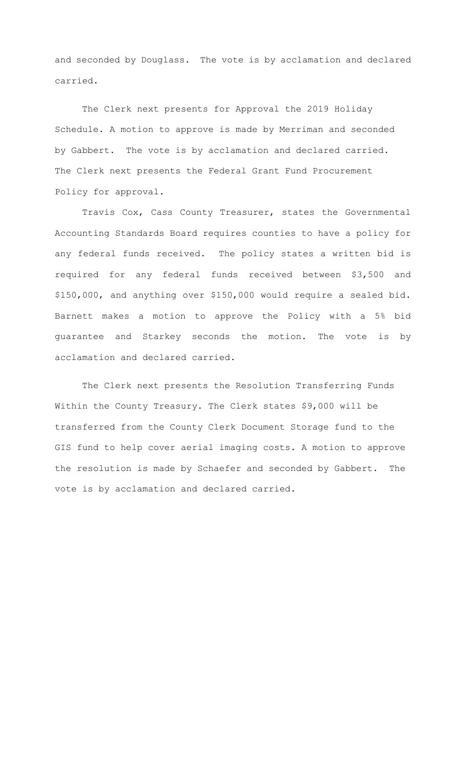and seconded by Douglass. The vote is by acclamation and declared carried.

The Clerk next presents for Approval the 2019 Holiday Schedule. A motion to approve is made by Merriman and seconded by Gabbert. The vote is by acclamation and declared carried. The Clerk next presents the Federal Grant Fund Procurement Policy for approval.

Travis Cox, Cass County Treasurer, states the Governmental Accounting Standards Board requires counties to have a policy for any federal funds received. The policy states a written bid is required for any federal funds received between \$3,500 and \$150,000, and anything over \$150,000 would require a sealed bid. Barnett makes a motion to approve the Policy with a 5% bid guarantee and Starkey seconds the motion. The vote is by acclamation and declared carried.

The Clerk next presents the Resolution Transferring Funds Within the County Treasury. The Clerk states \$9,000 will be transferred from the County Clerk Document Storage fund to the GIS fund to help cover aerial imaging costs. A motion to approve the resolution is made by Schaefer and seconded by Gabbert. The vote is by acclamation and declared carried.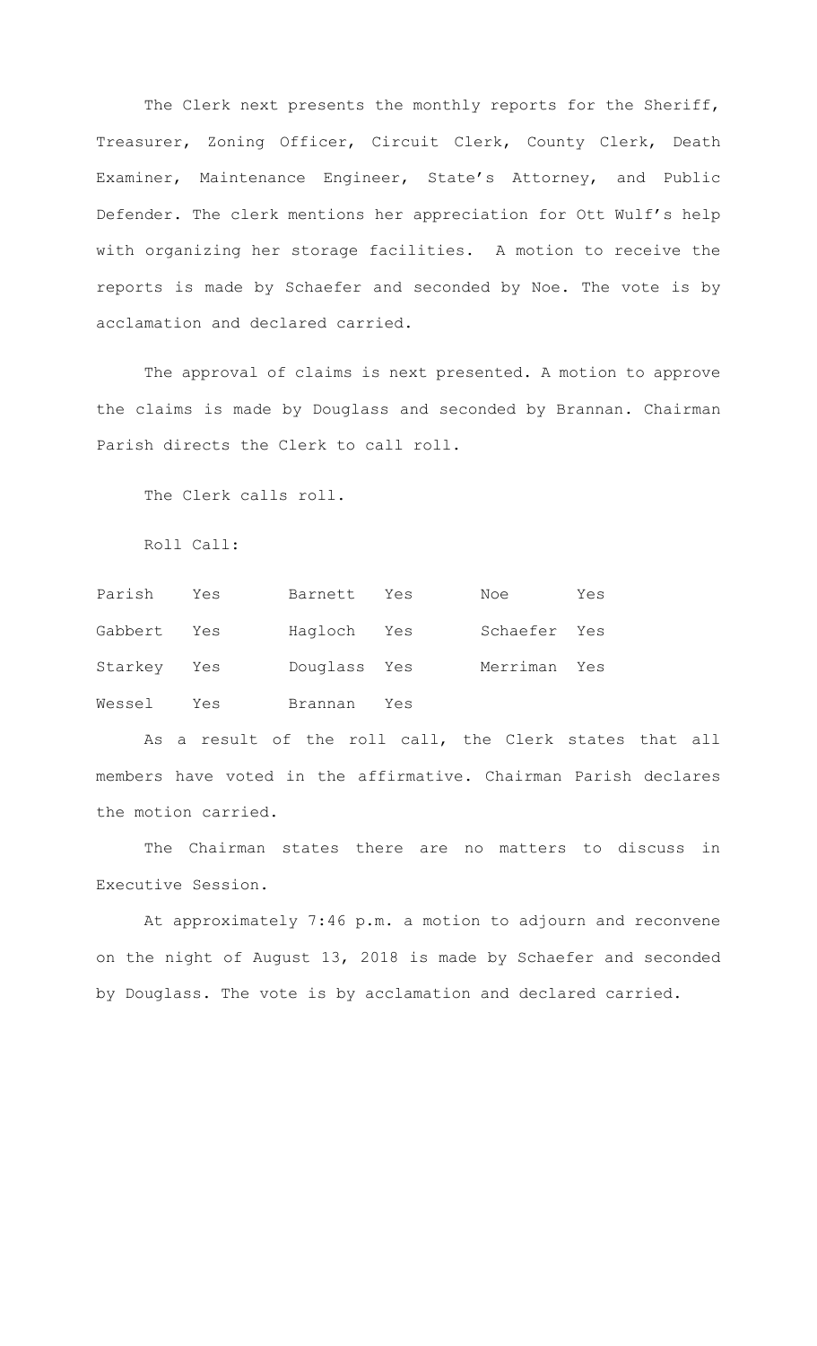The Clerk next presents the monthly reports for the Sheriff, Treasurer, Zoning Officer, Circuit Clerk, County Clerk, Death Examiner, Maintenance Engineer, State's Attorney, and Public Defender. The clerk mentions her appreciation for Ott Wulf's help with organizing her storage facilities. A motion to receive the reports is made by Schaefer and seconded by Noe. The vote is by acclamation and declared carried.

The approval of claims is next presented. A motion to approve the claims is made by Douglass and seconded by Brannan. Chairman Parish directs the Clerk to call roll.

The Clerk calls roll.

Roll Call:

| | | | | | |
|---|---|---|---|---|---|
| Parish | Yes | Barnett | Yes | Noe | Yes |
| Gabbert | Yes | Hagloch | Yes | Schaefer | Yes |
| Starkey | Yes | Douglass | Yes | Merriman | Yes |
| Wessel | Yes | Brannan | Yes | | |

As a result of the roll call, the Clerk states that all members have voted in the affirmative. Chairman Parish declares the motion carried.

The Chairman states there are no matters to discuss in Executive Session.

At approximately 7:46 p.m. a motion to adjourn and reconvene on the night of August 13, 2018 is made by Schaefer and seconded by Douglass. The vote is by acclamation and declared carried.